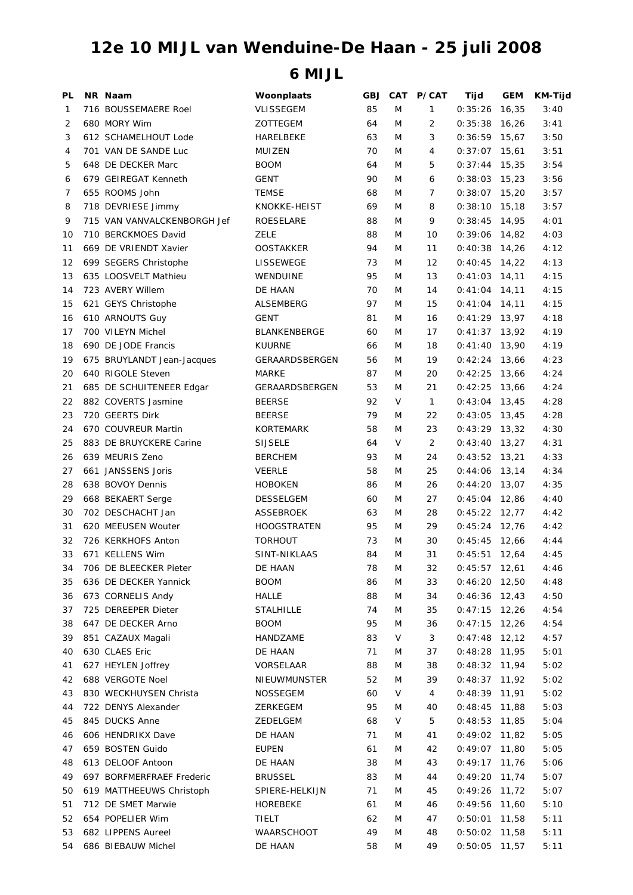# 12e 10 MIJL van Wenduine-De Haan - 25 juli 2008

## 6 MIJL

| PL | NR | Naam | Woonplaats | GBJ | CAT | P/CAT | Tijd | GEM | KM-Tijd |
|---|---|---|---|---|---|---|---|---|---|
| 1 | 716 | BOUSSEMAERE Roel | VLISSEGEM | 85 | M | 1 | 0:35:26 | 16,35 | 3:40 |
| 2 | 680 | MORY Wim | ZOTTEGEM | 64 | M | 2 | 0:35:38 | 16,26 | 3:41 |
| 3 | 612 | SCHAMELHOUT Lode | HARELBEKE | 63 | M | 3 | 0:36:59 | 15,67 | 3:50 |
| 4 | 701 | VAN DE SANDE Luc | MUIZEN | 70 | M | 4 | 0:37:07 | 15,61 | 3:51 |
| 5 | 648 | DE DECKER Marc | BOOM | 64 | M | 5 | 0:37:44 | 15,35 | 3:54 |
| 6 | 679 | GEIREGAT Kenneth | GENT | 90 | M | 6 | 0:38:03 | 15,23 | 3:56 |
| 7 | 655 | ROOMS John | TEMSE | 68 | M | 7 | 0:38:07 | 15,20 | 3:57 |
| 8 | 718 | DEVRIESE Jimmy | KNOKKE-HEIST | 69 | M | 8 | 0:38:10 | 15,18 | 3:57 |
| 9 | 715 | VAN VANVALCKENBORGH Jef | ROESELARE | 88 | M | 9 | 0:38:45 | 14,95 | 4:01 |
| 10 | 710 | BERCKMOES David | ZELE | 88 | M | 10 | 0:39:06 | 14,82 | 4:03 |
| 11 | 669 | DE VRIENDT Xavier | OOSTAKKER | 94 | M | 11 | 0:40:38 | 14,26 | 4:12 |
| 12 | 699 | SEGERS Christophe | LISSEWEGE | 73 | M | 12 | 0:40:45 | 14,22 | 4:13 |
| 13 | 635 | LOOSVELT Mathieu | WENDUINE | 95 | M | 13 | 0:41:03 | 14,11 | 4:15 |
| 14 | 723 | AVERY Willem | DE HAAN | 70 | M | 14 | 0:41:04 | 14,11 | 4:15 |
| 15 | 621 | GEYS Christophe | ALSEMBERG | 97 | M | 15 | 0:41:04 | 14,11 | 4:15 |
| 16 | 610 | ARNOUTS Guy | GENT | 81 | M | 16 | 0:41:29 | 13,97 | 4:18 |
| 17 | 700 | VILEYN Michel | BLANKENBERGE | 60 | M | 17 | 0:41:37 | 13,92 | 4:19 |
| 18 | 690 | DE JODE Francis | KUURNE | 66 | M | 18 | 0:41:40 | 13,90 | 4:19 |
| 19 | 675 | BRUYLANDT Jean-Jacques | GERAARDSBERGEN | 56 | M | 19 | 0:42:24 | 13,66 | 4:23 |
| 20 | 640 | RIGOLE Steven | MARKE | 87 | M | 20 | 0:42:25 | 13,66 | 4:24 |
| 21 | 685 | DE SCHUITENEER Edgar | GERAARDSBERGEN | 53 | M | 21 | 0:42:25 | 13,66 | 4:24 |
| 22 | 882 | COVERTS Jasmine | BEERSE | 92 | V | 1 | 0:43:04 | 13,45 | 4:28 |
| 23 | 720 | GEERTS Dirk | BEERSE | 79 | M | 22 | 0:43:05 | 13,45 | 4:28 |
| 24 | 670 | COUVREUR Martin | KORTEMARK | 58 | M | 23 | 0:43:29 | 13,32 | 4:30 |
| 25 | 883 | DE BRUYCKERE Carine | SIJSELE | 64 | V | 2 | 0:43:40 | 13,27 | 4:31 |
| 26 | 639 | MEURIS Zeno | BERCHEM | 93 | M | 24 | 0:43:52 | 13,21 | 4:33 |
| 27 | 661 | JANSSENS Joris | VEERLE | 58 | M | 25 | 0:44:06 | 13,14 | 4:34 |
| 28 | 638 | BOVOY Dennis | HOBOKEN | 86 | M | 26 | 0:44:20 | 13,07 | 4:35 |
| 29 | 668 | BEKAERT Serge | DESSELGEM | 60 | M | 27 | 0:45:04 | 12,86 | 4:40 |
| 30 | 702 | DESCHACHT Jan | ASSEBROEK | 63 | M | 28 | 0:45:22 | 12,77 | 4:42 |
| 31 | 620 | MEEUSEN Wouter | HOOGSTRATEN | 95 | M | 29 | 0:45:24 | 12,76 | 4:42 |
| 32 | 726 | KERKHOFS Anton | TORHOUT | 73 | M | 30 | 0:45:45 | 12,66 | 4:44 |
| 33 | 671 | KELLENS Wim | SINT-NIKLAAS | 84 | M | 31 | 0:45:51 | 12,64 | 4:45 |
| 34 | 706 | DE BLEECKER Pieter | DE HAAN | 78 | M | 32 | 0:45:57 | 12,61 | 4:46 |
| 35 | 636 | DE DECKER Yannick | BOOM | 86 | M | 33 | 0:46:20 | 12,50 | 4:48 |
| 36 | 673 | CORNELIS Andy | HALLE | 88 | M | 34 | 0:46:36 | 12,43 | 4:50 |
| 37 | 725 | DEREEPER Dieter | STALHILLE | 74 | M | 35 | 0:47:15 | 12,26 | 4:54 |
| 38 | 647 | DE DECKER Arno | BOOM | 95 | M | 36 | 0:47:15 | 12,26 | 4:54 |
| 39 | 851 | CAZAUX Magali | HANDZAME | 83 | V | 3 | 0:47:48 | 12,12 | 4:57 |
| 40 | 630 | CLAES Eric | DE HAAN | 71 | M | 37 | 0:48:28 | 11,95 | 5:01 |
| 41 | 627 | HEYLEN Joffrey | VORSELAAR | 88 | M | 38 | 0:48:32 | 11,94 | 5:02 |
| 42 | 688 | VERGOTE Noel | NIEUWMUNSTER | 52 | M | 39 | 0:48:37 | 11,92 | 5:02 |
| 43 | 830 | WECKHUYSEN Christa | NOSSEGEM | 60 | V | 4 | 0:48:39 | 11,91 | 5:02 |
| 44 | 722 | DENYS Alexander | ZERKEGEM | 95 | M | 40 | 0:48:45 | 11,88 | 5:03 |
| 45 | 845 | DUCKS Anne | ZEDELGEM | 68 | V | 5 | 0:48:53 | 11,85 | 5:04 |
| 46 | 606 | HENDRIKX Dave | DE HAAN | 71 | M | 41 | 0:49:02 | 11,82 | 5:05 |
| 47 | 659 | BOSTEN Guido | EUPEN | 61 | M | 42 | 0:49:07 | 11,80 | 5:05 |
| 48 | 613 | DELOOF Antoon | DE HAAN | 38 | M | 43 | 0:49:17 | 11,76 | 5:06 |
| 49 | 697 | BORFMERFRAEF Frederic | BRUSSEL | 83 | M | 44 | 0:49:20 | 11,74 | 5:07 |
| 50 | 619 | MATTHEEUWS Christoph | SPIERE-HELKIJN | 71 | M | 45 | 0:49:26 | 11,72 | 5:07 |
| 51 | 712 | DE SMET Marwie | HOREBEKE | 61 | M | 46 | 0:49:56 | 11,60 | 5:10 |
| 52 | 654 | POPELIER Wim | TIELT | 62 | M | 47 | 0:50:01 | 11,58 | 5:11 |
| 53 | 682 | LIPPENS Aureel | WAARSCHOOT | 49 | M | 48 | 0:50:02 | 11,58 | 5:11 |
| 54 | 686 | BIEBAUW Michel | DE HAAN | 58 | M | 49 | 0:50:05 | 11,57 | 5:11 |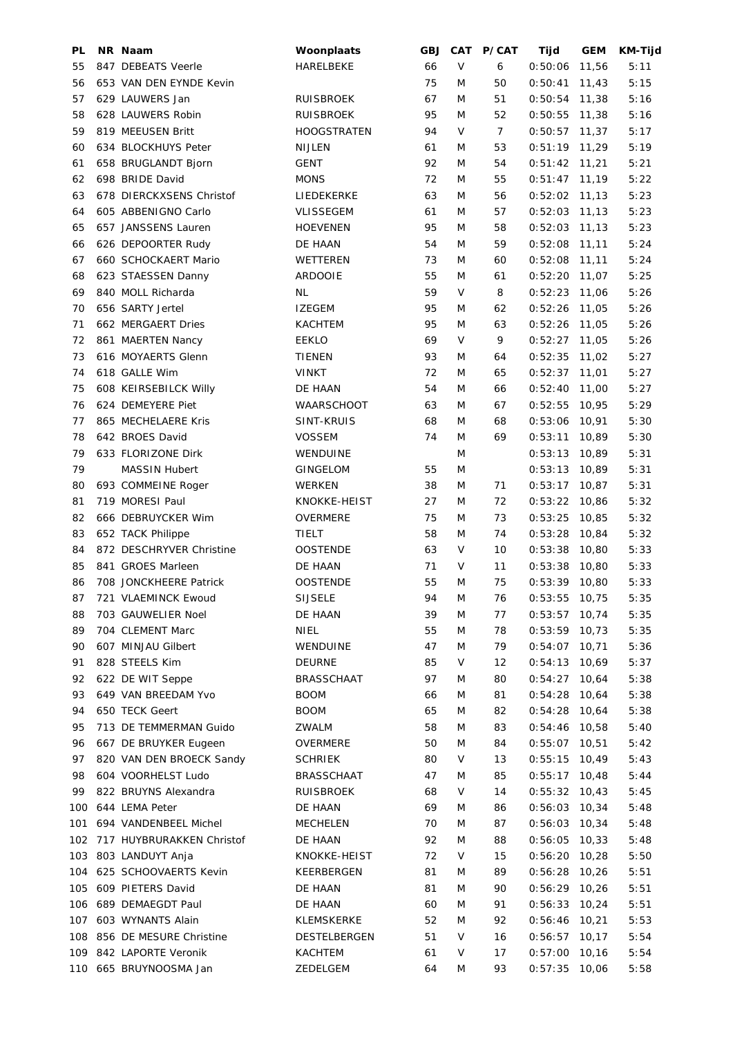| PL | NR | Naam | Woonplaats | GBJ | CAT | P/CAT | Tijd | GEM | KM-Tijd |
|---|---|---|---|---|---|---|---|---|---|
| 55 | 847 | DEBEATS Veerle | HARELBEKE | 66 | V | 6 | 0:50:06 | 11,56 | 5:11 |
| 56 | 653 | VAN DEN EYNDE Kevin | | 75 | M | 50 | 0:50:41 | 11,43 | 5:15 |
| 57 | 629 | LAUWERS Jan | RUISBROEK | 67 | M | 51 | 0:50:54 | 11,38 | 5:16 |
| 58 | 628 | LAUWERS Robin | RUISBROEK | 95 | M | 52 | 0:50:55 | 11,38 | 5:16 |
| 59 | 819 | MEEUSEN Britt | HOOGSTRATEN | 94 | V | 7 | 0:50:57 | 11,37 | 5:17 |
| 60 | 634 | BLOCKHUYS Peter | NIJLEN | 61 | M | 53 | 0:51:19 | 11,29 | 5:19 |
| 61 | 658 | BRUGLANDT Bjorn | GENT | 92 | M | 54 | 0:51:42 | 11,21 | 5:21 |
| 62 | 698 | BRIDE David | MONS | 72 | M | 55 | 0:51:47 | 11,19 | 5:22 |
| 63 | 678 | DIERCKXSENS Christof | LIEDEKERKE | 63 | M | 56 | 0:52:02 | 11,13 | 5:23 |
| 64 | 605 | ABBENIGNO Carlo | VLISSEGEM | 61 | M | 57 | 0:52:03 | 11,13 | 5:23 |
| 65 | 657 | JANSSENS Lauren | HOEVENEN | 95 | M | 58 | 0:52:03 | 11,13 | 5:23 |
| 66 | 626 | DEPOORTER Rudy | DE HAAN | 54 | M | 59 | 0:52:08 | 11,11 | 5:24 |
| 67 | 660 | SCHOCKAERT Mario | WETTEREN | 73 | M | 60 | 0:52:08 | 11,11 | 5:24 |
| 68 | 623 | STAESSEN Danny | ARDOOIE | 55 | M | 61 | 0:52:20 | 11,07 | 5:25 |
| 69 | 840 | MOLL Richarda | NL | 59 | V | 8 | 0:52:23 | 11,06 | 5:26 |
| 70 | 656 | SARTY Jertel | IZEGEM | 95 | M | 62 | 0:52:26 | 11,05 | 5:26 |
| 71 | 662 | MERGAERT Dries | KACHTEM | 95 | M | 63 | 0:52:26 | 11,05 | 5:26 |
| 72 | 861 | MAERTEN Nancy | EEKLO | 69 | V | 9 | 0:52:27 | 11,05 | 5:26 |
| 73 | 616 | MOYAERTS Glenn | TIENEN | 93 | M | 64 | 0:52:35 | 11,02 | 5:27 |
| 74 | 618 | GALLE Wim | VINKT | 72 | M | 65 | 0:52:37 | 11,01 | 5:27 |
| 75 | 608 | KEIRSEBILCK Willy | DE HAAN | 54 | M | 66 | 0:52:40 | 11,00 | 5:27 |
| 76 | 624 | DEMEYERE Piet | WAARSCHOOT | 63 | M | 67 | 0:52:55 | 10,95 | 5:29 |
| 77 | 865 | MECHELAERE Kris | SINT-KRUIS | 68 | M | 68 | 0:53:06 | 10,91 | 5:30 |
| 78 | 642 | BROES David | VOSSEM | 74 | M | 69 | 0:53:11 | 10,89 | 5:30 |
| 79 | 633 | FLORIZONE Dirk | WENDUINE | | M | | 0:53:13 | 10,89 | 5:31 |
| 79 | | MASSIN Hubert | GINGELOM | 55 | M | | 0:53:13 | 10,89 | 5:31 |
| 80 | 693 | COMMEINE Roger | WERKEN | 38 | M | 71 | 0:53:17 | 10,87 | 5:31 |
| 81 | 719 | MORESI Paul | KNOKKE-HEIST | 27 | M | 72 | 0:53:22 | 10,86 | 5:32 |
| 82 | 666 | DEBRUYCKER Wim | OVERMERE | 75 | M | 73 | 0:53:25 | 10,85 | 5:32 |
| 83 | 652 | TACK Philippe | TIELT | 58 | M | 74 | 0:53:28 | 10,84 | 5:32 |
| 84 | 872 | DESCHRYVER Christine | OOSTENDE | 63 | V | 10 | 0:53:38 | 10,80 | 5:33 |
| 85 | 841 | GROES Marleen | DE HAAN | 71 | V | 11 | 0:53:38 | 10,80 | 5:33 |
| 86 | 708 | JONCKHEERE Patrick | OOSTENDE | 55 | M | 75 | 0:53:39 | 10,80 | 5:33 |
| 87 | 721 | VLAEMINCK Ewoud | SIJSELE | 94 | M | 76 | 0:53:55 | 10,75 | 5:35 |
| 88 | 703 | GAUWELIER Noel | DE HAAN | 39 | M | 77 | 0:53:57 | 10,74 | 5:35 |
| 89 | 704 | CLEMENT Marc | NIEL | 55 | M | 78 | 0:53:59 | 10,73 | 5:35 |
| 90 | 607 | MINJAU Gilbert | WENDUINE | 47 | M | 79 | 0:54:07 | 10,71 | 5:36 |
| 91 | 828 | STEELS Kim | DEURNE | 85 | V | 12 | 0:54:13 | 10,69 | 5:37 |
| 92 | 622 | DE WIT Seppe | BRASSCHAAT | 97 | M | 80 | 0:54:27 | 10,64 | 5:38 |
| 93 | 649 | VAN BREEDAM Yvo | BOOM | 66 | M | 81 | 0:54:28 | 10,64 | 5:38 |
| 94 | 650 | TECK Geert | BOOM | 65 | M | 82 | 0:54:28 | 10,64 | 5:38 |
| 95 | 713 | DE TEMMERMAN Guido | ZWALM | 58 | M | 83 | 0:54:46 | 10,58 | 5:40 |
| 96 | 667 | DE BRUYKER Eugeen | OVERMERE | 50 | M | 84 | 0:55:07 | 10,51 | 5:42 |
| 97 | 820 | VAN DEN BROECK Sandy | SCHRIEK | 80 | V | 13 | 0:55:15 | 10,49 | 5:43 |
| 98 | 604 | VOORHELST Ludo | BRASSCHAAT | 47 | M | 85 | 0:55:17 | 10,48 | 5:44 |
| 99 | 822 | BRUYNS Alexandra | RUISBROEK | 68 | V | 14 | 0:55:32 | 10,43 | 5:45 |
| 100 | 644 | LEMA Peter | DE HAAN | 69 | M | 86 | 0:56:03 | 10,34 | 5:48 |
| 101 | 694 | VANDENBEEL Michel | MECHELEN | 70 | M | 87 | 0:56:03 | 10,34 | 5:48 |
| 102 | 717 | HUYBRURAKKEN Christof | DE HAAN | 92 | M | 88 | 0:56:05 | 10,33 | 5:48 |
| 103 | 803 | LANDUYT Anja | KNOKKE-HEIST | 72 | V | 15 | 0:56:20 | 10,28 | 5:50 |
| 104 | 625 | SCHOOVAERTS Kevin | KEERBERGEN | 81 | M | 89 | 0:56:28 | 10,26 | 5:51 |
| 105 | 609 | PIETERS David | DE HAAN | 81 | M | 90 | 0:56:29 | 10,26 | 5:51 |
| 106 | 689 | DEMAEGDT Paul | DE HAAN | 60 | M | 91 | 0:56:33 | 10,24 | 5:51 |
| 107 | 603 | WYNANTS Alain | KLEMSKERKE | 52 | M | 92 | 0:56:46 | 10,21 | 5:53 |
| 108 | 856 | DE MESURE Christine | DESTELBERGEN | 51 | V | 16 | 0:56:57 | 10,17 | 5:54 |
| 109 | 842 | LAPORTE Veronik | KACHTEM | 61 | V | 17 | 0:57:00 | 10,16 | 5:54 |
| 110 | 665 | BRUYNOOSMA Jan | ZEDELGEM | 64 | M | 93 | 0:57:35 | 10,06 | 5:58 |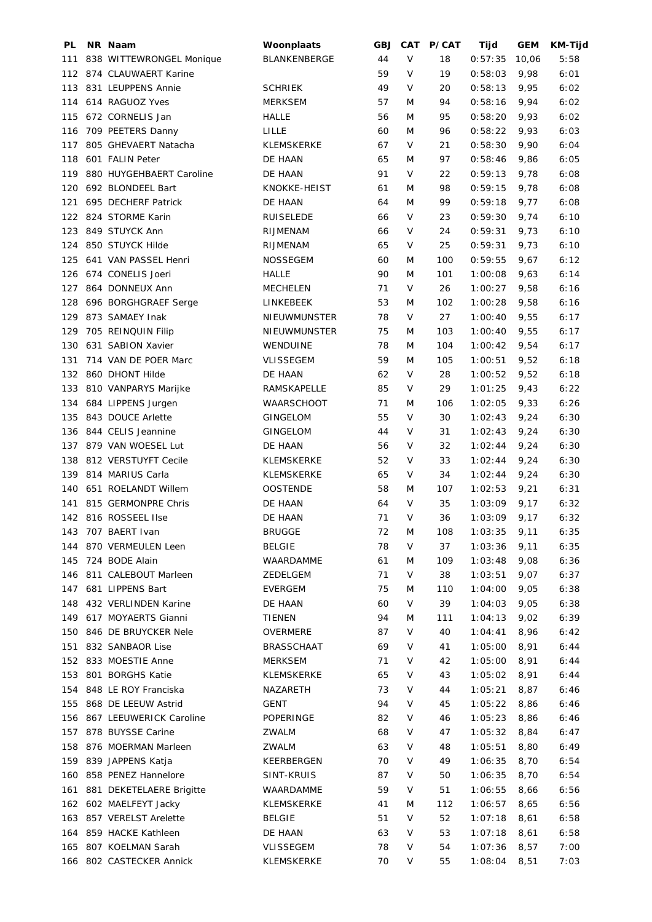| PL | NR | Naam | Woonplaats | GBJ | CAT | P/CAT | Tijd | GEM | KM-Tijd |
|---|---|---|---|---|---|---|---|---|---|
| 111 | 838 | WITTEWRONGEL Monique | BLANKENBERGE | 44 | V | 18 | 0:57:35 | 10,06 | 5:58 |
| 112 | 874 | CLAUWAERT Karine | | 59 | V | 19 | 0:58:03 | 9,98 | 6:01 |
| 113 | 831 | LEUPPENS Annie | SCHRIEK | 49 | V | 20 | 0:58:13 | 9,95 | 6:02 |
| 114 | 614 | RAGUOZ Yves | MERKSEM | 57 | M | 94 | 0:58:16 | 9,94 | 6:02 |
| 115 | 672 | CORNELIS Jan | HALLE | 56 | M | 95 | 0:58:20 | 9,93 | 6:02 |
| 116 | 709 | PEETERS Danny | LILLE | 60 | M | 96 | 0:58:22 | 9,93 | 6:03 |
| 117 | 805 | GHEVAERT Natacha | KLEMSKERKE | 67 | V | 21 | 0:58:30 | 9,90 | 6:04 |
| 118 | 601 | FALIN Peter | DE HAAN | 65 | M | 97 | 0:58:46 | 9,86 | 6:05 |
| 119 | 880 | HUYGEHBAERT Caroline | DE HAAN | 91 | V | 22 | 0:59:13 | 9,78 | 6:08 |
| 120 | 692 | BLONDEEL Bart | KNOKKE-HEIST | 61 | M | 98 | 0:59:15 | 9,78 | 6:08 |
| 121 | 695 | DECHERF Patrick | DE HAAN | 64 | M | 99 | 0:59:18 | 9,77 | 6:08 |
| 122 | 824 | STORME Karin | RUISELEDE | 66 | V | 23 | 0:59:30 | 9,74 | 6:10 |
| 123 | 849 | STUYCK Ann | RIJMENAM | 66 | V | 24 | 0:59:31 | 9,73 | 6:10 |
| 124 | 850 | STUYCK Hilde | RIJMENAM | 65 | V | 25 | 0:59:31 | 9,73 | 6:10 |
| 125 | 641 | VAN PASSEL Henri | NOSSEGEM | 60 | M | 100 | 0:59:55 | 9,67 | 6:12 |
| 126 | 674 | CONELIS Joeri | HALLE | 90 | M | 101 | 1:00:08 | 9,63 | 6:14 |
| 127 | 864 | DONNEUX Ann | MECHELEN | 71 | V | 26 | 1:00:27 | 9,58 | 6:16 |
| 128 | 696 | BORGHGRAEF Serge | LINKEBEEK | 53 | M | 102 | 1:00:28 | 9,58 | 6:16 |
| 129 | 873 | SAMAEY Inak | NIEUWMUNSTER | 78 | V | 27 | 1:00:40 | 9,55 | 6:17 |
| 129 | 705 | REINQUIN Filip | NIEUWMUNSTER | 75 | M | 103 | 1:00:40 | 9,55 | 6:17 |
| 130 | 631 | SABION Xavier | WENDUINE | 78 | M | 104 | 1:00:42 | 9,54 | 6:17 |
| 131 | 714 | VAN DE POER Marc | VLISSEGEM | 59 | M | 105 | 1:00:51 | 9,52 | 6:18 |
| 132 | 860 | DHONT Hilde | DE HAAN | 62 | V | 28 | 1:00:52 | 9,52 | 6:18 |
| 133 | 810 | VANPARYS Marijke | RAMSKAPELLE | 85 | V | 29 | 1:01:25 | 9,43 | 6:22 |
| 134 | 684 | LIPPENS Jurgen | WAARSCHOOT | 71 | M | 106 | 1:02:05 | 9,33 | 6:26 |
| 135 | 843 | DOUCE Arlette | GINGELOM | 55 | V | 30 | 1:02:43 | 9,24 | 6:30 |
| 136 | 844 | CELIS Jeannine | GINGELOM | 44 | V | 31 | 1:02:43 | 9,24 | 6:30 |
| 137 | 879 | VAN WOESEL Lut | DE HAAN | 56 | V | 32 | 1:02:44 | 9,24 | 6:30 |
| 138 | 812 | VERSTUYFT Cecile | KLEMSKERKE | 52 | V | 33 | 1:02:44 | 9,24 | 6:30 |
| 139 | 814 | MARIUS Carla | KLEMSKERKE | 65 | V | 34 | 1:02:44 | 9,24 | 6:30 |
| 140 | 651 | ROELANDT Willem | OOSTENDE | 58 | M | 107 | 1:02:53 | 9,21 | 6:31 |
| 141 | 815 | GERMONPRE Chris | DE HAAN | 64 | V | 35 | 1:03:09 | 9,17 | 6:32 |
| 142 | 816 | ROSSEEL Ilse | DE HAAN | 71 | V | 36 | 1:03:09 | 9,17 | 6:32 |
| 143 | 707 | BAERT Ivan | BRUGGE | 72 | M | 108 | 1:03:35 | 9,11 | 6:35 |
| 144 | 870 | VERMEULEN Leen | BELGIE | 78 | V | 37 | 1:03:36 | 9,11 | 6:35 |
| 145 | 724 | BODE Alain | WAARDAMME | 61 | M | 109 | 1:03:48 | 9,08 | 6:36 |
| 146 | 811 | CALEBOUT Marleen | ZEDELGEM | 71 | V | 38 | 1:03:51 | 9,07 | 6:37 |
| 147 | 681 | LIPPENS Bart | EVERGEM | 75 | M | 110 | 1:04:00 | 9,05 | 6:38 |
| 148 | 432 | VERLINDEN Karine | DE HAAN | 60 | V | 39 | 1:04:03 | 9,05 | 6:38 |
| 149 | 617 | MOYAERTS Gianni | TIENEN | 94 | M | 111 | 1:04:13 | 9,02 | 6:39 |
| 150 | 846 | DE BRUYCKER Nele | OVERMERE | 87 | V | 40 | 1:04:41 | 8,96 | 6:42 |
| 151 | 832 | SANBAOR Lise | BRASSCHAAT | 69 | V | 41 | 1:05:00 | 8,91 | 6:44 |
| 152 | 833 | MOESTIE Anne | MERKSEM | 71 | V | 42 | 1:05:00 | 8,91 | 6:44 |
| 153 | 801 | BORGHS Katie | KLEMSKERKE | 65 | V | 43 | 1:05:02 | 8,91 | 6:44 |
| 154 | 848 | LE ROY Franciska | NAZARETH | 73 | V | 44 | 1:05:21 | 8,87 | 6:46 |
| 155 | 868 | DE LEEUW Astrid | GENT | 94 | V | 45 | 1:05:22 | 8,86 | 6:46 |
| 156 | 867 | LEEUWERICK Caroline | POPERINGE | 82 | V | 46 | 1:05:23 | 8,86 | 6:46 |
| 157 | 878 | BUYSSE Carine | ZWALM | 68 | V | 47 | 1:05:32 | 8,84 | 6:47 |
| 158 | 876 | MOERMAN Marleen | ZWALM | 63 | V | 48 | 1:05:51 | 8,80 | 6:49 |
| 159 | 839 | JAPPENS Katja | KEERBERGEN | 70 | V | 49 | 1:06:35 | 8,70 | 6:54 |
| 160 | 858 | PENEZ Hannelore | SINT-KRUIS | 87 | V | 50 | 1:06:35 | 8,70 | 6:54 |
| 161 | 881 | DEKETELAERE Brigitte | WAARDAMME | 59 | V | 51 | 1:06:55 | 8,66 | 6:56 |
| 162 | 602 | MAELFEYT Jacky | KLEMSKERKE | 41 | M | 112 | 1:06:57 | 8,65 | 6:56 |
| 163 | 857 | VERELST Arelette | BELGIE | 51 | V | 52 | 1:07:18 | 8,61 | 6:58 |
| 164 | 859 | HACKE Kathleen | DE HAAN | 63 | V | 53 | 1:07:18 | 8,61 | 6:58 |
| 165 | 807 | KOELMAN Sarah | VLISSEGEM | 78 | V | 54 | 1:07:36 | 8,57 | 7:00 |
| 166 | 802 | CASTECKER Annick | KLEMSKERKE | 70 | V | 55 | 1:08:04 | 8,51 | 7:03 |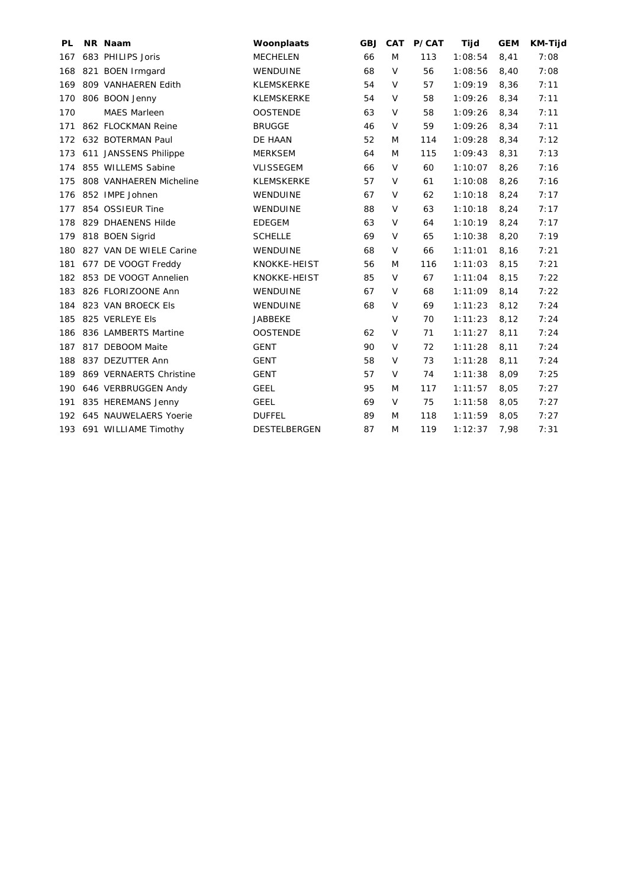| PL | NR | Naam | Woonplaats | GBJ | CAT | P/CAT | Tijd | GEM | KM-Tijd |
|---|---|---|---|---|---|---|---|---|---|
| 167 | 683 | PHILIPS Joris | MECHELEN | 66 | M | 113 | 1:08:54 | 8,41 | 7:08 |
| 168 | 821 | BOEN Irmgard | WENDUINE | 68 | V | 56 | 1:08:56 | 8,40 | 7:08 |
| 169 | 809 | VANHAEREN Edith | KLEMSKERKE | 54 | V | 57 | 1:09:19 | 8,36 | 7:11 |
| 170 | 806 | BOON Jenny | KLEMSKERKE | 54 | V | 58 | 1:09:26 | 8,34 | 7:11 |
| 170 | | MAES Marleen | OOSTENDE | 63 | V | 58 | 1:09:26 | 8,34 | 7:11 |
| 171 | 862 | FLOCKMAN Reine | BRUGGE | 46 | V | 59 | 1:09:26 | 8,34 | 7:11 |
| 172 | 632 | BOTERMAN Paul | DE HAAN | 52 | M | 114 | 1:09:28 | 8,34 | 7:12 |
| 173 | 611 | JANSSENS Philippe | MERKSEM | 64 | M | 115 | 1:09:43 | 8,31 | 7:13 |
| 174 | 855 | WILLEMS Sabine | VLISSEGEM | 66 | V | 60 | 1:10:07 | 8,26 | 7:16 |
| 175 | 808 | VANHAEREN Micheline | KLEMSKERKE | 57 | V | 61 | 1:10:08 | 8,26 | 7:16 |
| 176 | 852 | IMPE Johnen | WENDUINE | 67 | V | 62 | 1:10:18 | 8,24 | 7:17 |
| 177 | 854 | OSSIEUR Tine | WENDUINE | 88 | V | 63 | 1:10:18 | 8,24 | 7:17 |
| 178 | 829 | DHAENENS Hilde | EDEGEM | 63 | V | 64 | 1:10:19 | 8,24 | 7:17 |
| 179 | 818 | BOEN Sigrid | SCHELLE | 69 | V | 65 | 1:10:38 | 8,20 | 7:19 |
| 180 | 827 | VAN DE WIELE Carine | WENDUINE | 68 | V | 66 | 1:11:01 | 8,16 | 7:21 |
| 181 | 677 | DE VOOGT Freddy | KNOKKE-HEIST | 56 | M | 116 | 1:11:03 | 8,15 | 7:21 |
| 182 | 853 | DE VOOGT Annelien | KNOKKE-HEIST | 85 | V | 67 | 1:11:04 | 8,15 | 7:22 |
| 183 | 826 | FLORIZOONE Ann | WENDUINE | 67 | V | 68 | 1:11:09 | 8,14 | 7:22 |
| 184 | 823 | VAN BROECK Els | WENDUINE | 68 | V | 69 | 1:11:23 | 8,12 | 7:24 |
| 185 | 825 | VERLEYE Els | JABBEKE | | V | 70 | 1:11:23 | 8,12 | 7:24 |
| 186 | 836 | LAMBERTS Martine | OOSTENDE | 62 | V | 71 | 1:11:27 | 8,11 | 7:24 |
| 187 | 817 | DEBOOM Maite | GENT | 90 | V | 72 | 1:11:28 | 8,11 | 7:24 |
| 188 | 837 | DEZUTTER Ann | GENT | 58 | V | 73 | 1:11:28 | 8,11 | 7:24 |
| 189 | 869 | VERNAERTS Christine | GENT | 57 | V | 74 | 1:11:38 | 8,09 | 7:25 |
| 190 | 646 | VERBRUGGEN Andy | GEEL | 95 | M | 117 | 1:11:57 | 8,05 | 7:27 |
| 191 | 835 | HEREMANS Jenny | GEEL | 69 | V | 75 | 1:11:58 | 8,05 | 7:27 |
| 192 | 645 | NAUWELAERS Yoerie | DUFFEL | 89 | M | 118 | 1:11:59 | 8,05 | 7:27 |
| 193 | 691 | WILLIAME Timothy | DESTELBERGEN | 87 | M | 119 | 1:12:37 | 7,98 | 7:31 |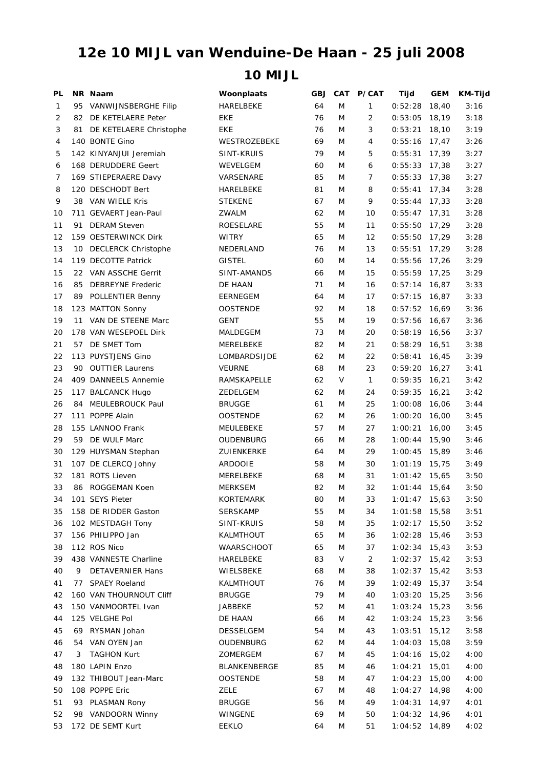# 12e 10 MIJL van Wenduine-De Haan - 25 juli 2008

## 10 MIJL

| PL | NR | Naam | Woonplaats | GBJ | CAT | P/CAT | Tijd | GEM | KM-Tijd |
|---|---|---|---|---|---|---|---|---|---|
| 1 | 95 | VANWIJNSBERGHE Filip | HARELBEKE | 64 | M | 1 | 0:52:28 | 18,40 | 3:16 |
| 2 | 82 | DE KETELAERE Peter | EKE | 76 | M | 2 | 0:53:05 | 18,19 | 3:18 |
| 3 | 81 | DE KETELAERE Christophe | EKE | 76 | M | 3 | 0:53:21 | 18,10 | 3:19 |
| 4 | 140 | BONTE Gino | WESTROZEBEKE | 69 | M | 4 | 0:55:16 | 17,47 | 3:26 |
| 5 | 142 | KINYANJUI Jeremiah | SINT-KRUIS | 79 | M | 5 | 0:55:31 | 17,39 | 3:27 |
| 6 | 168 | DERUDDERE Geert | WEVELGEM | 60 | M | 6 | 0:55:33 | 17,38 | 3:27 |
| 7 | 169 | STIEPERAERE Davy | VARSENARE | 85 | M | 7 | 0:55:33 | 17,38 | 3:27 |
| 8 | 120 | DESCHODT Bert | HARELBEKE | 81 | M | 8 | 0:55:41 | 17,34 | 3:28 |
| 9 | 38 | VAN WIELE Kris | STEKENE | 67 | M | 9 | 0:55:44 | 17,33 | 3:28 |
| 10 | 711 | GEVAERT Jean-Paul | ZWALM | 62 | M | 10 | 0:55:47 | 17,31 | 3:28 |
| 11 | 91 | DERAM Steven | ROESELARE | 55 | M | 11 | 0:55:50 | 17,29 | 3:28 |
| 12 | 159 | OESTERWINCK Dirk | WITRY | 65 | M | 12 | 0:55:50 | 17,29 | 3:28 |
| 13 | 10 | DECLERCK Christophe | NEDERLAND | 76 | M | 13 | 0:55:51 | 17,29 | 3:28 |
| 14 | 119 | DECOTTE Patrick | GISTEL | 60 | M | 14 | 0:55:56 | 17,26 | 3:29 |
| 15 | 22 | VAN ASSCHE Gerrit | SINT-AMANDS | 66 | M | 15 | 0:55:59 | 17,25 | 3:29 |
| 16 | 85 | DEBREYNE Frederic | DE HAAN | 71 | M | 16 | 0:57:14 | 16,87 | 3:33 |
| 17 | 89 | POLLENTIER Benny | EERNEGEM | 64 | M | 17 | 0:57:15 | 16,87 | 3:33 |
| 18 | 123 | MATTON Sonny | OOSTENDE | 92 | M | 18 | 0:57:52 | 16,69 | 3:36 |
| 19 | 11 | VAN DE STEENE Marc | GENT | 55 | M | 19 | 0:57:56 | 16,67 | 3:36 |
| 20 | 178 | VAN WESEPOEL Dirk | MALDEGEM | 73 | M | 20 | 0:58:19 | 16,56 | 3:37 |
| 21 | 57 | DE SMET Tom | MERELBEKE | 82 | M | 21 | 0:58:29 | 16,51 | 3:38 |
| 22 | 113 | PUYSTJENS Gino | LOMBARDSIJDE | 62 | M | 22 | 0:58:41 | 16,45 | 3:39 |
| 23 | 90 | OUTTIER Laurens | VEURNE | 68 | M | 23 | 0:59:20 | 16,27 | 3:41 |
| 24 | 409 | DANNEELS Annemie | RAMSKAPELLE | 62 | V | 1 | 0:59:35 | 16,21 | 3:42 |
| 25 | 117 | BALCANCK Hugo | ZEDELGEM | 62 | M | 24 | 0:59:35 | 16,21 | 3:42 |
| 26 | 84 | MEULEBROUCK Paul | BRUGGE | 61 | M | 25 | 1:00:08 | 16,06 | 3:44 |
| 27 | 111 | POPPE Alain | OOSTENDE | 62 | M | 26 | 1:00:20 | 16,00 | 3:45 |
| 28 | 155 | LANNOO Frank | MEULEBEKE | 57 | M | 27 | 1:00:21 | 16,00 | 3:45 |
| 29 | 59 | DE WULF Marc | OUDENBURG | 66 | M | 28 | 1:00:44 | 15,90 | 3:46 |
| 30 | 129 | HUYSMAN Stephan | ZUIENKERKE | 64 | M | 29 | 1:00:45 | 15,89 | 3:46 |
| 31 | 107 | DE CLERCQ Johny | ARDOOIE | 58 | M | 30 | 1:01:19 | 15,75 | 3:49 |
| 32 | 181 | ROTS Lieven | MERELBEKE | 68 | M | 31 | 1:01:42 | 15,65 | 3:50 |
| 33 | 86 | ROGGEMAN Koen | MERKSEM | 82 | M | 32 | 1:01:44 | 15,64 | 3:50 |
| 34 | 101 | SEYS Pieter | KORTEMARK | 80 | M | 33 | 1:01:47 | 15,63 | 3:50 |
| 35 | 158 | DE RIDDER Gaston | SERSKAMP | 55 | M | 34 | 1:01:58 | 15,58 | 3:51 |
| 36 | 102 | MESTDAGH Tony | SINT-KRUIS | 58 | M | 35 | 1:02:17 | 15,50 | 3:52 |
| 37 | 156 | PHILIPPO Jan | KALMTHOUT | 65 | M | 36 | 1:02:28 | 15,46 | 3:53 |
| 38 | 112 | ROS Nico | WAARSCHOOT | 65 | M | 37 | 1:02:34 | 15,43 | 3:53 |
| 39 | 438 | VANNESTE Charline | HARELBEKE | 83 | V | 2 | 1:02:37 | 15,42 | 3:53 |
| 40 | 9 | DETAVERNIER Hans | WIELSBEKE | 68 | M | 38 | 1:02:37 | 15,42 | 3:53 |
| 41 | 77 | SPAEY Roeland | KALMTHOUT | 76 | M | 39 | 1:02:49 | 15,37 | 3:54 |
| 42 | 160 | VAN THOURNOUT Cliff | BRUGGE | 79 | M | 40 | 1:03:20 | 15,25 | 3:56 |
| 43 | 150 | VANMOORTEL Ivan | JABBEKE | 52 | M | 41 | 1:03:24 | 15,23 | 3:56 |
| 44 | 125 | VELGHE Pol | DE HAAN | 66 | M | 42 | 1:03:24 | 15,23 | 3:56 |
| 45 | 69 | RYSMAN Johan | DESSELGEM | 54 | M | 43 | 1:03:51 | 15,12 | 3:58 |
| 46 | 54 | VAN OYEN Jan | OUDENBURG | 62 | M | 44 | 1:04:03 | 15,08 | 3:59 |
| 47 | 3 | TAGHON Kurt | ZOMERGEM | 67 | M | 45 | 1:04:16 | 15,02 | 4:00 |
| 48 | 180 | LAPIN Enzo | BLANKENBERGE | 85 | M | 46 | 1:04:21 | 15,01 | 4:00 |
| 49 | 132 | THIBOUT Jean-Marc | OOSTENDE | 58 | M | 47 | 1:04:23 | 15,00 | 4:00 |
| 50 | 108 | POPPE Eric | ZELE | 67 | M | 48 | 1:04:27 | 14,98 | 4:00 |
| 51 | 93 | PLASMAN Rony | BRUGGE | 56 | M | 49 | 1:04:31 | 14,97 | 4:01 |
| 52 | 98 | VANDOORN Winny | WINGENE | 69 | M | 50 | 1:04:32 | 14,96 | 4:01 |
| 53 | 172 | DE SEMT Kurt | EEKLO | 64 | M | 51 | 1:04:52 | 14,89 | 4:02 |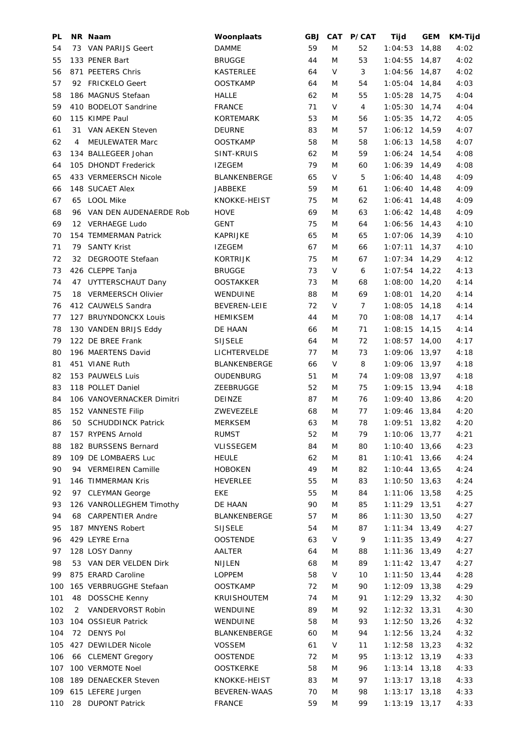| PL | NR | Naam | Woonplaats | GBJ | CAT | P/CAT | Tijd | GEM | KM-Tijd |
|---|---|---|---|---|---|---|---|---|---|
| 54 | 73 | VAN PARIJS Geert | DAMME | 59 | M | 52 | 1:04:53 | 14,88 | 4:02 |
| 55 | 133 | PENER Bart | BRUGGE | 44 | M | 53 | 1:04:55 | 14,87 | 4:02 |
| 56 | 871 | PEETERS Chris | KASTERLEE | 64 | V | 3 | 1:04:56 | 14,87 | 4:02 |
| 57 | 92 | FRICKELO Geert | OOSTKAMP | 64 | M | 54 | 1:05:04 | 14,84 | 4:03 |
| 58 | 186 | MAGNUS Stefaan | HALLE | 62 | M | 55 | 1:05:28 | 14,75 | 4:04 |
| 59 | 410 | BODELOT Sandrine | FRANCE | 71 | V | 4 | 1:05:30 | 14,74 | 4:04 |
| 60 | 115 | KIMPE Paul | KORTEMARK | 53 | M | 56 | 1:05:35 | 14,72 | 4:05 |
| 61 | 31 | VAN AEKEN Steven | DEURNE | 83 | M | 57 | 1:06:12 | 14,59 | 4:07 |
| 62 | 4 | MEULEWATER Marc | OOSTKAMP | 58 | M | 58 | 1:06:13 | 14,58 | 4:07 |
| 63 | 134 | BALLEGEER Johan | SINT-KRUIS | 62 | M | 59 | 1:06:24 | 14,54 | 4:08 |
| 64 | 105 | DHONDT Frederick | IZEGEM | 79 | M | 60 | 1:06:39 | 14,49 | 4:08 |
| 65 | 433 | VERMEERSCH Nicole | BLANKENBERGE | 65 | V | 5 | 1:06:40 | 14,48 | 4:09 |
| 66 | 148 | SUCAET Alex | JABBEKE | 59 | M | 61 | 1:06:40 | 14,48 | 4:09 |
| 67 | 65 | LOOL Mike | KNOKKE-HEIST | 75 | M | 62 | 1:06:41 | 14,48 | 4:09 |
| 68 | 96 | VAN DEN AUDENAERDE Rob | HOVE | 69 | M | 63 | 1:06:42 | 14,48 | 4:09 |
| 69 | 12 | VERHAEGE Ludo | GENT | 75 | M | 64 | 1:06:56 | 14,43 | 4:10 |
| 70 | 154 | TEMMERMAN Patrick | KAPRIJKE | 65 | M | 65 | 1:07:06 | 14,39 | 4:10 |
| 71 | 79 | SANTY Krist | IZEGEM | 67 | M | 66 | 1:07:11 | 14,37 | 4:10 |
| 72 | 32 | DEGROOTE Stefaan | KORTRIJK | 75 | M | 67 | 1:07:34 | 14,29 | 4:12 |
| 73 | 426 | CLEPPE Tanja | BRUGGE | 73 | V | 6 | 1:07:54 | 14,22 | 4:13 |
| 74 | 47 | UYTTERSCHAUT Dany | OOSTAKKER | 73 | M | 68 | 1:08:00 | 14,20 | 4:14 |
| 75 | 18 | VERMEERSCH Olivier | WENDUINE | 88 | M | 69 | 1:08:01 | 14,20 | 4:14 |
| 76 | 412 | CAUWELS Sandra | BEVEREN-LEIE | 72 | V | 7 | 1:08:05 | 14,18 | 4:14 |
| 77 | 127 | BRUYNDONCKX Louis | HEMIKSEM | 44 | M | 70 | 1:08:08 | 14,17 | 4:14 |
| 78 | 130 | VANDEN BRIJS Eddy | DE HAAN | 66 | M | 71 | 1:08:15 | 14,15 | 4:14 |
| 79 | 122 | DE BREE Frank | SIJSELE | 64 | M | 72 | 1:08:57 | 14,00 | 4:17 |
| 80 | 196 | MAERTENS David | LICHTERVELDE | 77 | M | 73 | 1:09:06 | 13,97 | 4:18 |
| 81 | 451 | VIANE Ruth | BLANKENBERGE | 66 | V | 8 | 1:09:06 | 13,97 | 4:18 |
| 82 | 153 | PAUWELS Luis | OUDENBURG | 51 | M | 74 | 1:09:08 | 13,97 | 4:18 |
| 83 | 118 | POLLET Daniel | ZEEBRUGGE | 52 | M | 75 | 1:09:15 | 13,94 | 4:18 |
| 84 | 106 | VANOVERNACKER Dimitri | DEINZE | 87 | M | 76 | 1:09:40 | 13,86 | 4:20 |
| 85 | 152 | VANNESTE Filip | ZWEVEZELE | 68 | M | 77 | 1:09:46 | 13,84 | 4:20 |
| 86 | 50 | SCHUDDINCK Patrick | MERKSEM | 63 | M | 78 | 1:09:51 | 13,82 | 4:20 |
| 87 | 157 | RYPENS Arnold | RUMST | 52 | M | 79 | 1:10:06 | 13,77 | 4:21 |
| 88 | 182 | BURSSENS Bernard | VLISSEGEM | 84 | M | 80 | 1:10:40 | 13,66 | 4:23 |
| 89 | 109 | DE LOMBAERS Luc | HEULE | 62 | M | 81 | 1:10:41 | 13,66 | 4:24 |
| 90 | 94 | VERMEIREN Camille | HOBOKEN | 49 | M | 82 | 1:10:44 | 13,65 | 4:24 |
| 91 | 146 | TIMMERMAN Kris | HEVERLEE | 55 | M | 83 | 1:10:50 | 13,63 | 4:24 |
| 92 | 97 | CLEYMAN George | EKE | 55 | M | 84 | 1:11:06 | 13,58 | 4:25 |
| 93 | 126 | VANROLLEGHEM Timothy | DE HAAN | 90 | M | 85 | 1:11:29 | 13,51 | 4:27 |
| 94 | 68 | CARPENTIER Andre | BLANKENBERGE | 57 | M | 86 | 1:11:30 | 13,50 | 4:27 |
| 95 | 187 | MNYENS Robert | SIJSELE | 54 | M | 87 | 1:11:34 | 13,49 | 4:27 |
| 96 | 429 | LEYRE Erna | OOSTENDE | 63 | V | 9 | 1:11:35 | 13,49 | 4:27 |
| 97 | 128 | LOSY Danny | AALTER | 64 | M | 88 | 1:11:36 | 13,49 | 4:27 |
| 98 | 53 | VAN DER VELDEN Dirk | NIJLEN | 68 | M | 89 | 1:11:42 | 13,47 | 4:27 |
| 99 | 875 | ERARD Caroline | LOPPEM | 58 | V | 10 | 1:11:50 | 13,44 | 4:28 |
| 100 | 165 | VERBRUGGHE Stefaan | OOSTKAMP | 72 | M | 90 | 1:12:09 | 13,38 | 4:29 |
| 101 | 48 | DOSSCHE Kenny | KRUISHOUTEM | 74 | M | 91 | 1:12:29 | 13,32 | 4:30 |
| 102 | 2 | VANDERVORST Robin | WENDUINE | 89 | M | 92 | 1:12:32 | 13,31 | 4:30 |
| 103 | 104 | OSSIEUR Patrick | WENDUINE | 58 | M | 93 | 1:12:50 | 13,26 | 4:32 |
| 104 | 72 | DENYS Pol | BLANKENBERGE | 60 | M | 94 | 1:12:56 | 13,24 | 4:32 |
| 105 | 427 | DEWILDER Nicole | VOSSEM | 61 | V | 11 | 1:12:58 | 13,23 | 4:32 |
| 106 | 66 | CLEMENT Gregory | OOSTENDE | 72 | M | 95 | 1:13:12 | 13,19 | 4:33 |
| 107 | 100 | VERMOTE Noel | OOSTKERKE | 58 | M | 96 | 1:13:14 | 13,18 | 4:33 |
| 108 | 189 | DENAECKER Steven | KNOKKE-HEIST | 83 | M | 97 | 1:13:17 | 13,18 | 4:33 |
| 109 | 615 | LEFERE Jurgen | BEVEREN-WAAS | 70 | M | 98 | 1:13:17 | 13,18 | 4:33 |
| 110 | 28 | DUPONT Patrick | FRANCE | 59 | M | 99 | 1:13:19 | 13,17 | 4:33 |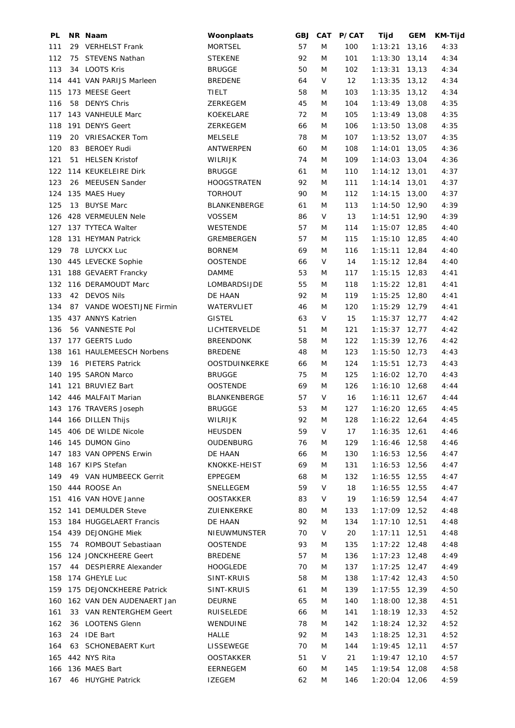| PL | NR | Naam | Woonplaats | GBJ | CAT | P/CAT | Tijd | GEM | KM-Tijd |
|---|---|---|---|---|---|---|---|---|---|
| 111 | 29 | VERHELST Frank | MORTSEL | 57 | M | 100 | 1:13:21 | 13,16 | 4:33 |
| 112 | 75 | STEVENS Nathan | STEKENE | 92 | M | 101 | 1:13:30 | 13,14 | 4:34 |
| 113 | 34 | LOOTS Kris | BRUGGE | 50 | M | 102 | 1:13:31 | 13,13 | 4:34 |
| 114 | 441 | VAN PARIJS Marleen | BREDENE | 64 | V | 12 | 1:13:35 | 13,12 | 4:34 |
| 115 | 173 | MEESE Geert | TIELT | 58 | M | 103 | 1:13:35 | 13,12 | 4:34 |
| 116 | 58 | DENYS Chris | ZERKEGEM | 45 | M | 104 | 1:13:49 | 13,08 | 4:35 |
| 117 | 143 | VANHEULE Marc | KOEKELARE | 72 | M | 105 | 1:13:49 | 13,08 | 4:35 |
| 118 | 191 | DENYS Geert | ZERKEGEM | 66 | M | 106 | 1:13:50 | 13,08 | 4:35 |
| 119 | 20 | VRIESACKER Tom | MELSELE | 78 | M | 107 | 1:13:52 | 13,07 | 4:35 |
| 120 | 83 | BEROEY Rudi | ANTWERPEN | 60 | M | 108 | 1:14:01 | 13,05 | 4:36 |
| 121 | 51 | HELSEN Kristof | WILRIJK | 74 | M | 109 | 1:14:03 | 13,04 | 4:36 |
| 122 | 114 | KEUKELEIRE Dirk | BRUGGE | 61 | M | 110 | 1:14:12 | 13,01 | 4:37 |
| 123 | 26 | MEEUSEN Sander | HOOGSTRATEN | 92 | M | 111 | 1:14:14 | 13,01 | 4:37 |
| 124 | 135 | MAES Huey | TORHOUT | 90 | M | 112 | 1:14:15 | 13,00 | 4:37 |
| 125 | 13 | BUYSE Marc | BLANKENBERGE | 61 | M | 113 | 1:14:50 | 12,90 | 4:39 |
| 126 | 428 | VERMEULEN Nele | VOSSEM | 86 | V | 13 | 1:14:51 | 12,90 | 4:39 |
| 127 | 137 | TYTECA Walter | WESTENDE | 57 | M | 114 | 1:15:07 | 12,85 | 4:40 |
| 128 | 131 | HEYMAN Patrick | GREMBERGEN | 57 | M | 115 | 1:15:10 | 12,85 | 4:40 |
| 129 | 78 | LUYCKX Luc | BORNEM | 69 | M | 116 | 1:15:11 | 12,84 | 4:40 |
| 130 | 445 | LEVECKE Sophie | OOSTENDE | 66 | V | 14 | 1:15:12 | 12,84 | 4:40 |
| 131 | 188 | GEVAERT Francky | DAMME | 53 | M | 117 | 1:15:15 | 12,83 | 4:41 |
| 132 | 116 | DERAMOUDT Marc | LOMBARDSIJDE | 55 | M | 118 | 1:15:22 | 12,81 | 4:41 |
| 133 | 42 | DEVOS Nils | DE HAAN | 92 | M | 119 | 1:15:25 | 12,80 | 4:41 |
| 134 | 87 | VANDE WOESTIJNE Firmin | WATERVLIET | 46 | M | 120 | 1:15:29 | 12,79 | 4:41 |
| 135 | 437 | ANNYS Katrien | GISTEL | 63 | V | 15 | 1:15:37 | 12,77 | 4:42 |
| 136 | 56 | VANNESTE Pol | LICHTERVELDE | 51 | M | 121 | 1:15:37 | 12,77 | 4:42 |
| 137 | 177 | GEERTS Ludo | BREENDONK | 58 | M | 122 | 1:15:39 | 12,76 | 4:42 |
| 138 | 161 | HAULEMEESCH Norbens | BREDENE | 48 | M | 123 | 1:15:50 | 12,73 | 4:43 |
| 139 | 16 | PIETERS Patrick | OOSTDUINKERKE | 66 | M | 124 | 1:15:51 | 12,73 | 4:43 |
| 140 | 195 | SARON Marco | BRUGGE | 75 | M | 125 | 1:16:02 | 12,70 | 4:43 |
| 141 | 121 | BRUVIEZ Bart | OOSTENDE | 69 | M | 126 | 1:16:10 | 12,68 | 4:44 |
| 142 | 446 | MALFAIT Marian | BLANKENBERGE | 57 | V | 16 | 1:16:11 | 12,67 | 4:44 |
| 143 | 176 | TRAVERS Joseph | BRUGGE | 53 | M | 127 | 1:16:20 | 12,65 | 4:45 |
| 144 | 166 | DILLEN Thijs | WILRIJK | 92 | M | 128 | 1:16:22 | 12,64 | 4:45 |
| 145 | 406 | DE WILDE Nicole | HEUSDEN | 59 | V | 17 | 1:16:35 | 12,61 | 4:46 |
| 146 | 145 | DUMON Gino | OUDENBURG | 76 | M | 129 | 1:16:46 | 12,58 | 4:46 |
| 147 | 183 | VAN OPPENS Erwin | DE HAAN | 66 | M | 130 | 1:16:53 | 12,56 | 4:47 |
| 148 | 167 | KIPS Stefan | KNOKKE-HEIST | 69 | M | 131 | 1:16:53 | 12,56 | 4:47 |
| 149 | 49 | VAN HUMBEECK Gerrit | EPPEGEM | 68 | M | 132 | 1:16:55 | 12,55 | 4:47 |
| 150 | 444 | ROOSE An | SNELLEGEM | 59 | V | 18 | 1:16:55 | 12,55 | 4:47 |
| 151 | 416 | VAN HOVE Janne | OOSTAKKER | 83 | V | 19 | 1:16:59 | 12,54 | 4:47 |
| 152 | 141 | DEMULDER Steve | ZUIENKERKE | 80 | M | 133 | 1:17:09 | 12,52 | 4:48 |
| 153 | 184 | HUGGELAERT Francis | DE HAAN | 92 | M | 134 | 1:17:10 | 12,51 | 4:48 |
| 154 | 439 | DEJONGHE Miek | NIEUWMUNSTER | 70 | V | 20 | 1:17:11 | 12,51 | 4:48 |
| 155 | 74 | ROMBOUT Sebastiaan | OOSTENDE | 93 | M | 135 | 1:17:22 | 12,48 | 4:48 |
| 156 | 124 | JONCKHEERE Geert | BREDENE | 57 | M | 136 | 1:17:23 | 12,48 | 4:49 |
| 157 | 44 | DESPIERRE Alexander | HOOGLEDE | 70 | M | 137 | 1:17:25 | 12,47 | 4:49 |
| 158 | 174 | GHEYLE Luc | SINT-KRUIS | 58 | M | 138 | 1:17:42 | 12,43 | 4:50 |
| 159 | 175 | DEJONCKHEERE Patrick | SINT-KRUIS | 61 | M | 139 | 1:17:55 | 12,39 | 4:50 |
| 160 | 162 | VAN DEN AUDENAERT Jan | DEURNE | 65 | M | 140 | 1:18:00 | 12,38 | 4:51 |
| 161 | 33 | VAN RENTERGHEM Geert | RUISELEDE | 66 | M | 141 | 1:18:19 | 12,33 | 4:52 |
| 162 | 36 | LOOTENS Glenn | WENDUINE | 78 | M | 142 | 1:18:24 | 12,32 | 4:52 |
| 163 | 24 | IDE Bart | HALLE | 92 | M | 143 | 1:18:25 | 12,31 | 4:52 |
| 164 | 63 | SCHONEBAERT Kurt | LISSEWEGE | 70 | M | 144 | 1:19:45 | 12,11 | 4:57 |
| 165 | 442 | NYS Rita | OOSTAKKER | 51 | V | 21 | 1:19:47 | 12,10 | 4:57 |
| 166 | 136 | MAES Bart | EERNEGEM | 60 | M | 145 | 1:19:54 | 12,08 | 4:58 |
| 167 | 46 | HUYGHE Patrick | IZEGEM | 62 | M | 146 | 1:20:04 | 12,06 | 4:59 |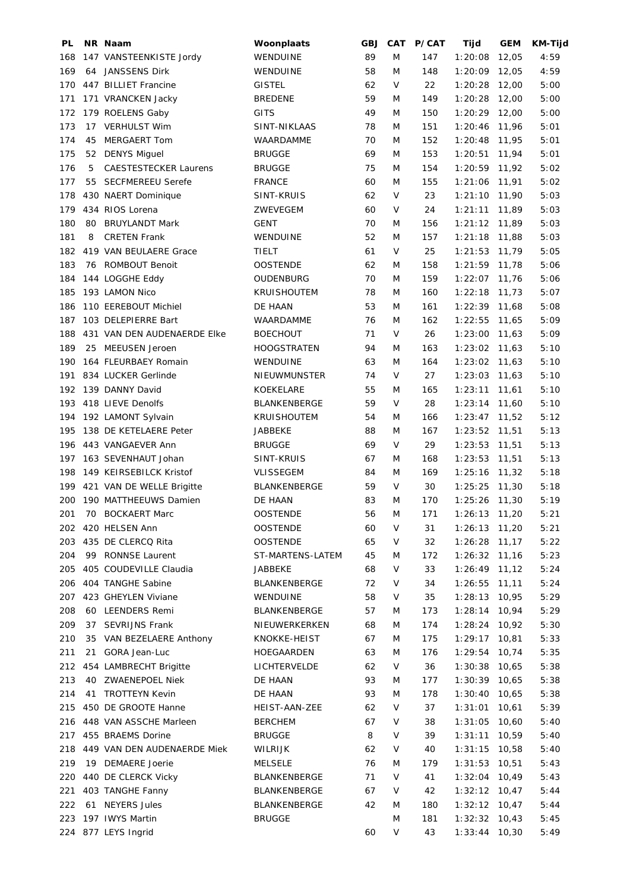| PL | NR | Naam | Woonplaats | GBJ | CAT | P/CAT | Tijd | GEM | KM-Tijd |
|---|---|---|---|---|---|---|---|---|---|
| 168 | 147 | VANSTEENKISTE Jordy | WENDUINE | 89 | M | 147 | 1:20:08 | 12,05 | 4:59 |
| 169 | 64 | JANSSENS Dirk | WENDUINE | 58 | M | 148 | 1:20:09 | 12,05 | 4:59 |
| 170 | 447 | BILLIET Francine | GISTEL | 62 | V | 22 | 1:20:28 | 12,00 | 5:00 |
| 171 | 171 | VRANCKEN Jacky | BREDENE | 59 | M | 149 | 1:20:28 | 12,00 | 5:00 |
| 172 | 179 | ROELENS Gaby | GITS | 49 | M | 150 | 1:20:29 | 12,00 | 5:00 |
| 173 | 17 | VERHULST Wim | SINT-NIKLAAS | 78 | M | 151 | 1:20:46 | 11,96 | 5:01 |
| 174 | 45 | MERGAERT Tom | WAARDAMME | 70 | M | 152 | 1:20:48 | 11,95 | 5:01 |
| 175 | 52 | DENYS Miguel | BRUGGE | 69 | M | 153 | 1:20:51 | 11,94 | 5:01 |
| 176 | 5 | CAESTESTECKER Laurens | BRUGGE | 75 | M | 154 | 1:20:59 | 11,92 | 5:02 |
| 177 | 55 | SECFMEREEU Serefe | FRANCE | 60 | M | 155 | 1:21:06 | 11,91 | 5:02 |
| 178 | 430 | NAERT Dominique | SINT-KRUIS | 62 | V | 23 | 1:21:10 | 11,90 | 5:03 |
| 179 | 434 | RIOS Lorena | ZWEVEGEM | 60 | V | 24 | 1:21:11 | 11,89 | 5:03 |
| 180 | 80 | BRUYLANDT Mark | GENT | 70 | M | 156 | 1:21:12 | 11,89 | 5:03 |
| 181 | 8 | CRETEN Frank | WENDUINE | 52 | M | 157 | 1:21:18 | 11,88 | 5:03 |
| 182 | 419 | VAN BEULAERE Grace | TIELT | 61 | V | 25 | 1:21:53 | 11,79 | 5:05 |
| 183 | 76 | ROMBOUT Benoit | OOSTENDE | 62 | M | 158 | 1:21:59 | 11,78 | 5:06 |
| 184 | 144 | LOGGHE Eddy | OUDENBURG | 70 | M | 159 | 1:22:07 | 11,76 | 5:06 |
| 185 | 193 | LAMON Nico | KRUISHOUTEM | 78 | M | 160 | 1:22:18 | 11,73 | 5:07 |
| 186 | 110 | EEREBOUT Michiel | DE HAAN | 53 | M | 161 | 1:22:39 | 11,68 | 5:08 |
| 187 | 103 | DELEPIERRE Bart | WAARDAMME | 76 | M | 162 | 1:22:55 | 11,65 | 5:09 |
| 188 | 431 | VAN DEN AUDENAERDE Elke | BOECHOUT | 71 | V | 26 | 1:23:00 | 11,63 | 5:09 |
| 189 | 25 | MEEUSEN Jeroen | HOOGSTRATEN | 94 | M | 163 | 1:23:02 | 11,63 | 5:10 |
| 190 | 164 | FLEURBAEY Romain | WENDUINE | 63 | M | 164 | 1:23:02 | 11,63 | 5:10 |
| 191 | 834 | LUCKER Gerlinde | NIEUWMUNSTER | 74 | V | 27 | 1:23:03 | 11,63 | 5:10 |
| 192 | 139 | DANNY David | KOEKELARE | 55 | M | 165 | 1:23:11 | 11,61 | 5:10 |
| 193 | 418 | LIEVE Denolfs | BLANKENBERGE | 59 | V | 28 | 1:23:14 | 11,60 | 5:10 |
| 194 | 192 | LAMONT Sylvain | KRUISHOUTEM | 54 | M | 166 | 1:23:47 | 11,52 | 5:12 |
| 195 | 138 | DE KETELAERE Peter | JABBEKE | 88 | M | 167 | 1:23:52 | 11,51 | 5:13 |
| 196 | 443 | VANGAEVER Ann | BRUGGE | 69 | V | 29 | 1:23:53 | 11,51 | 5:13 |
| 197 | 163 | SEVENHAUT Johan | SINT-KRUIS | 67 | M | 168 | 1:23:53 | 11,51 | 5:13 |
| 198 | 149 | KEIRSEBILCK Kristof | VLISSEGEM | 84 | M | 169 | 1:25:16 | 11,32 | 5:18 |
| 199 | 421 | VAN DE WELLE Brigitte | BLANKENBERGE | 59 | V | 30 | 1:25:25 | 11,30 | 5:18 |
| 200 | 190 | MATTHEEUWS Damien | DE HAAN | 83 | M | 170 | 1:25:26 | 11,30 | 5:19 |
| 201 | 70 | BOCKAERT Marc | OOSTENDE | 56 | M | 171 | 1:26:13 | 11,20 | 5:21 |
| 202 | 420 | HELSEN Ann | OOSTENDE | 60 | V | 31 | 1:26:13 | 11,20 | 5:21 |
| 203 | 435 | DE CLERCQ Rita | OOSTENDE | 65 | V | 32 | 1:26:28 | 11,17 | 5:22 |
| 204 | 99 | RONNSE Laurent | ST-MARTENS-LATEM | 45 | M | 172 | 1:26:32 | 11,16 | 5:23 |
| 205 | 405 | COUDEVILLE Claudia | JABBEKE | 68 | V | 33 | 1:26:49 | 11,12 | 5:24 |
| 206 | 404 | TANGHE Sabine | BLANKENBERGE | 72 | V | 34 | 1:26:55 | 11,11 | 5:24 |
| 207 | 423 | GHEYLEN Viviane | WENDUINE | 58 | V | 35 | 1:28:13 | 10,95 | 5:29 |
| 208 | 60 | LEENDERS Remi | BLANKENBERGE | 57 | M | 173 | 1:28:14 | 10,94 | 5:29 |
| 209 | 37 | SEVRIJNS Frank | NIEUWERKERKEN | 68 | M | 174 | 1:28:24 | 10,92 | 5:30 |
| 210 | 35 | VAN BEZELAERE Anthony | KNOKKE-HEIST | 67 | M | 175 | 1:29:17 | 10,81 | 5:33 |
| 211 | 21 | GORA Jean-Luc | HOEGAARDEN | 63 | M | 176 | 1:29:54 | 10,74 | 5:35 |
| 212 | 454 | LAMBRECHT Brigitte | LICHTERVELDE | 62 | V | 36 | 1:30:38 | 10,65 | 5:38 |
| 213 | 40 | ZWAENEPOEL Niek | DE HAAN | 93 | M | 177 | 1:30:39 | 10,65 | 5:38 |
| 214 | 41 | TROTTEYN Kevin | DE HAAN | 93 | M | 178 | 1:30:40 | 10,65 | 5:38 |
| 215 | 450 | DE GROOTE Hanne | HEIST-AAN-ZEE | 62 | V | 37 | 1:31:01 | 10,61 | 5:39 |
| 216 | 448 | VAN ASSCHE Marleen | BERCHEM | 67 | V | 38 | 1:31:05 | 10,60 | 5:40 |
| 217 | 455 | BRAEMS Dorine | BRUGGE | 8 | V | 39 | 1:31:11 | 10,59 | 5:40 |
| 218 | 449 | VAN DEN AUDENAERDE Miek | WILRIJK | 62 | V | 40 | 1:31:15 | 10,58 | 5:40 |
| 219 | 19 | DEMAERE Joerie | MELSELE | 76 | M | 179 | 1:31:53 | 10,51 | 5:43 |
| 220 | 440 | DE CLERCK Vicky | BLANKENBERGE | 71 | V | 41 | 1:32:04 | 10,49 | 5:43 |
| 221 | 403 | TANGHE Fanny | BLANKENBERGE | 67 | V | 42 | 1:32:12 | 10,47 | 5:44 |
| 222 | 61 | NEYERS Jules | BLANKENBERGE | 42 | M | 180 | 1:32:12 | 10,47 | 5:44 |
| 223 | 197 | IWYS Martin | BRUGGE | | M | 181 | 1:32:32 | 10,43 | 5:45 |
| 224 | 877 | LEYS Ingrid | | 60 | V | 43 | 1:33:44 | 10,30 | 5:49 |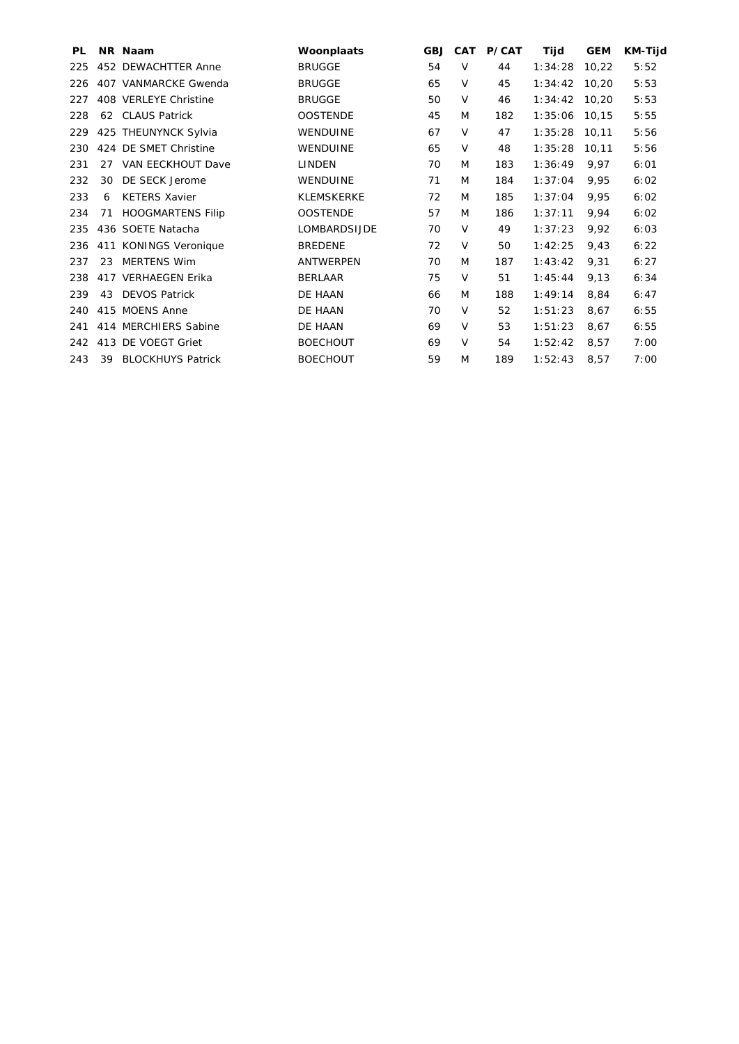| PL | NR | Naam | Woonplaats | GBJ | CAT | P/CAT | Tijd | GEM | KM-Tijd |
|---|---|---|---|---|---|---|---|---|---|
| 225 | 452 | DEWACHTTER Anne | BRUGGE | 54 | V | 44 | 1:34:28 | 10,22 | 5:52 |
| 226 | 407 | VANMARCKE Gwenda | BRUGGE | 65 | V | 45 | 1:34:42 | 10,20 | 5:53 |
| 227 | 408 | VERLEYE Christine | BRUGGE | 50 | V | 46 | 1:34:42 | 10,20 | 5:53 |
| 228 | 62 | CLAUS Patrick | OOSTENDE | 45 | M | 182 | 1:35:06 | 10,15 | 5:55 |
| 229 | 425 | THEUNYNCK Sylvia | WENDUINE | 67 | V | 47 | 1:35:28 | 10,11 | 5:56 |
| 230 | 424 | DE SMET Christine | WENDUINE | 65 | V | 48 | 1:35:28 | 10,11 | 5:56 |
| 231 | 27 | VAN EECKHOUT Dave | LINDEN | 70 | M | 183 | 1:36:49 | 9,97 | 6:01 |
| 232 | 30 | DE SECK Jerome | WENDUINE | 71 | M | 184 | 1:37:04 | 9,95 | 6:02 |
| 233 | 6 | KETERS Xavier | KLEMSKERKE | 72 | M | 185 | 1:37:04 | 9,95 | 6:02 |
| 234 | 71 | HOOGMARTENS Filip | OOSTENDE | 57 | M | 186 | 1:37:11 | 9,94 | 6:02 |
| 235 | 436 | SOETE Natacha | LOMBARDSIJDE | 70 | V | 49 | 1:37:23 | 9,92 | 6:03 |
| 236 | 411 | KONINGS Veronique | BREDENE | 72 | V | 50 | 1:42:25 | 9,43 | 6:22 |
| 237 | 23 | MERTENS Wim | ANTWERPEN | 70 | M | 187 | 1:43:42 | 9,31 | 6:27 |
| 238 | 417 | VERHAEGEN Erika | BERLAAR | 75 | V | 51 | 1:45:44 | 9,13 | 6:34 |
| 239 | 43 | DEVOS Patrick | DE HAAN | 66 | M | 188 | 1:49:14 | 8,84 | 6:47 |
| 240 | 415 | MOENS Anne | DE HAAN | 70 | V | 52 | 1:51:23 | 8,67 | 6:55 |
| 241 | 414 | MERCHIERS Sabine | DE HAAN | 69 | V | 53 | 1:51:23 | 8,67 | 6:55 |
| 242 | 413 | DE VOEGT Griet | BOECHOUT | 69 | V | 54 | 1:52:42 | 8,57 | 7:00 |
| 243 | 39 | BLOCKHUYS Patrick | BOECHOUT | 59 | M | 189 | 1:52:43 | 8,57 | 7:00 |